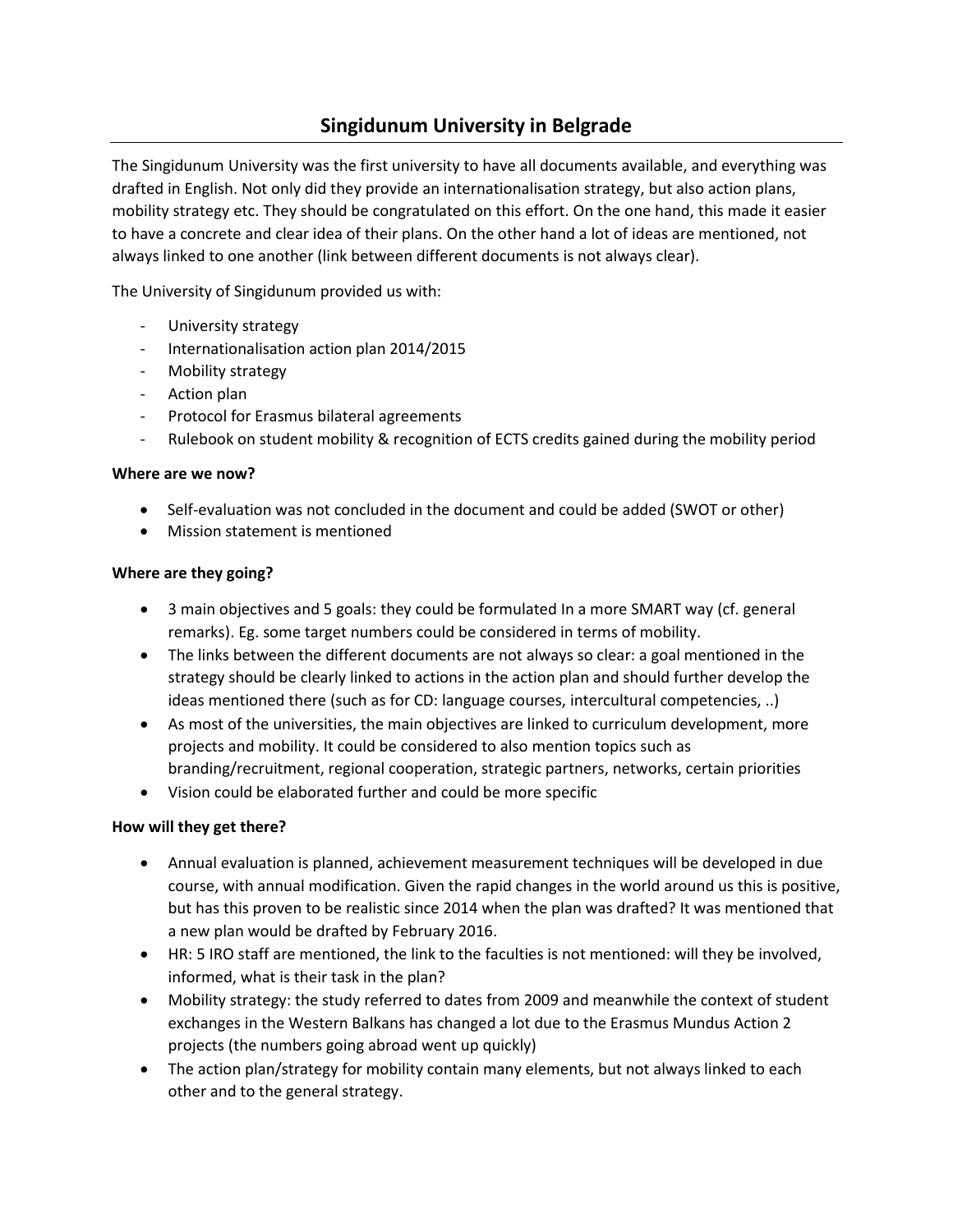# Singidunum University in Belgrade

The Singidunum University was the first university to have all documents available, and everything was drafted in English. Not only did they provide an internationalisation strategy, but also action plans, mobility strategy etc. They should be congratulated on this effort. On the one hand, this made it easier to have a concrete and clear idea of their plans. On the other hand a lot of ideas are mentioned, not always linked to one another (link between different documents is not always clear).

The University of Singidunum provided us with:

- University strategy
- Internationalisation action plan 2014/2015
- Mobility strategy
- Action plan
- Protocol for Erasmus bilateral agreements
- Rulebook on student mobility & recognition of ECTS credits gained during the mobility period

**Where are we now?**

- Self-evaluation was not concluded in the document and could be added (SWOT or other)
- Mission statement is mentioned

**Where are they going?**

- 3 main objectives and 5 goals: they could be formulated In a more SMART way (cf. general remarks). Eg. some target numbers could be considered in terms of mobility.
- The links between the different documents are not always so clear: a goal mentioned in the strategy should be clearly linked to actions in the action plan and should further develop the ideas mentioned there (such as for CD: language courses, intercultural competencies, ..)
- As most of the universities, the main objectives are linked to curriculum development, more projects and mobility. It could be considered to also mention topics such as branding/recruitment, regional cooperation, strategic partners, networks, certain priorities
- Vision could be elaborated further and could be more specific

**How will they get there?**

- Annual evaluation is planned, achievement measurement techniques will be developed in due course, with annual modification. Given the rapid changes in the world around us this is positive, but has this proven to be realistic since 2014 when the plan was drafted? It was mentioned that a new plan would be drafted by February 2016.
- HR: 5 IRO staff are mentioned, the link to the faculties is not mentioned: will they be involved, informed, what is their task in the plan?
- Mobility strategy: the study referred to dates from 2009 and meanwhile the context of student exchanges in the Western Balkans has changed a lot due to the Erasmus Mundus Action 2 projects (the numbers going abroad went up quickly)
- The action plan/strategy for mobility contain many elements, but not always linked to each other and to the general strategy.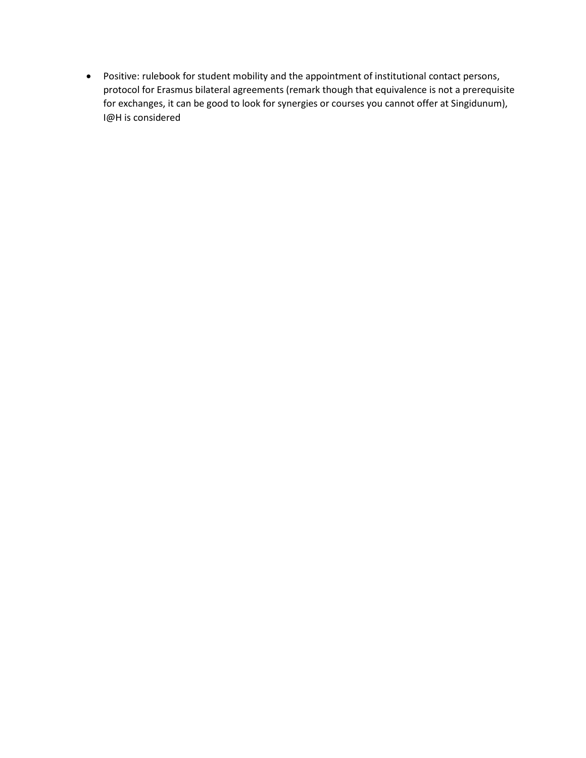- Positive: rulebook for student mobility and the appointment of institutional contact persons, protocol for Erasmus bilateral agreements (remark though that equivalence is not a prerequisite for exchanges, it can be good to look for synergies or courses you cannot offer at Singidunum), I@H is considered